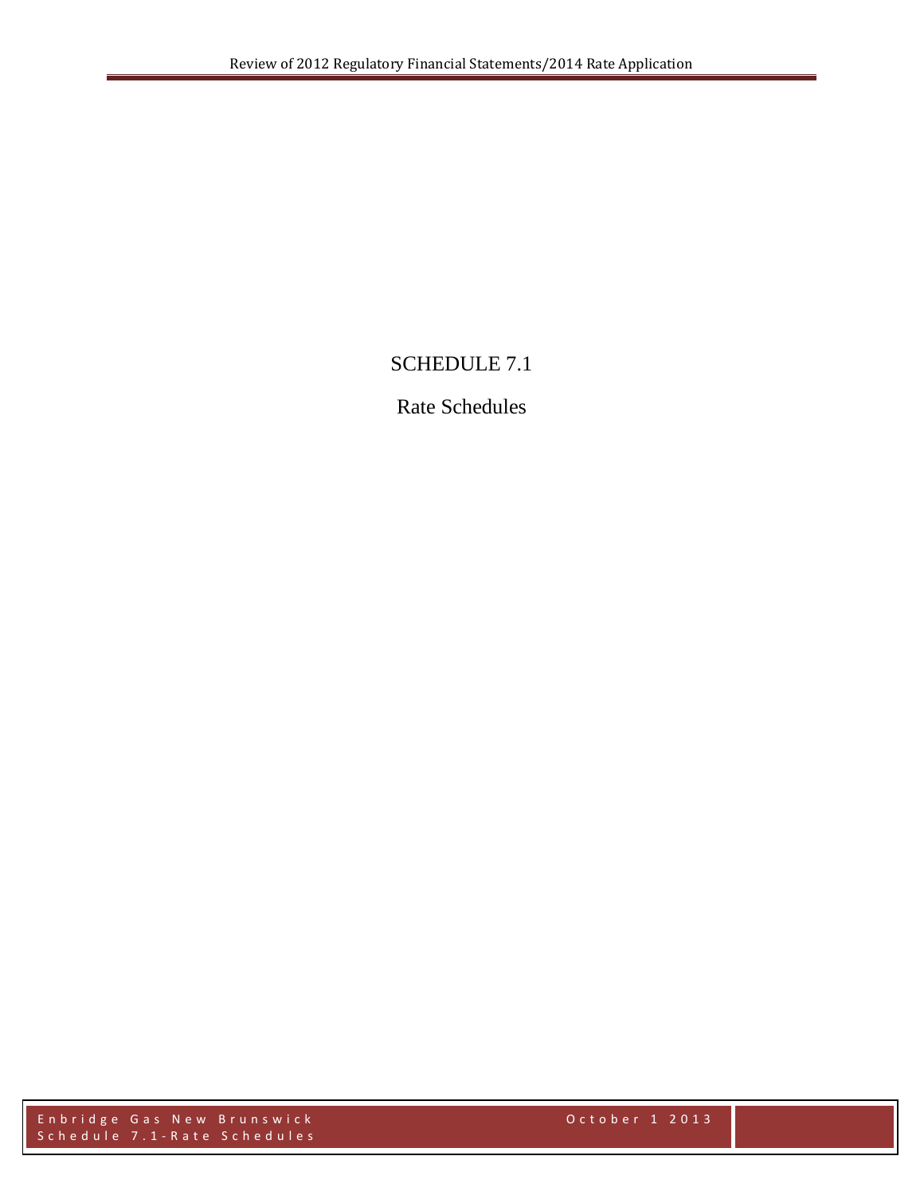# SCHEDULE 7.1

## Rate Schedules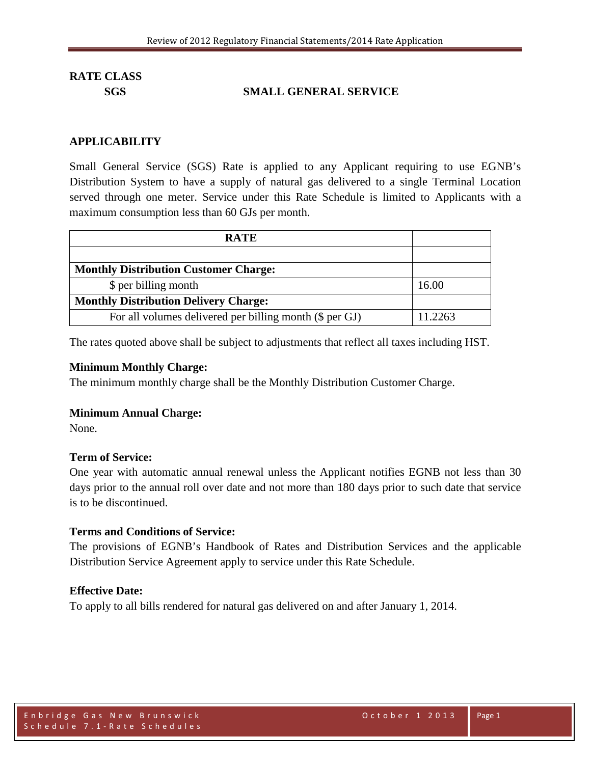**RATE CLASS**

**SGS SMALL GENERAL SERVICE**

## APPLICABILITY

Small General Service (SGS) Rate is applied to any Applicant requiring to use EGNB's Distribution System to have a supply of natural gas delivered to a single Terminal Location served through one meter. Service under this Rate Schedule is limited to Applicants with a maximum consumption less than 60 GJs per month.

| RATE | |
|---|---|
| | |
| **Monthly Distribution Customer Charge:** | |
| $ per billing month | 16.00 |
| **Monthly Distribution Delivery Charge:** | |
| For all volumes delivered per billing month ($ per GJ) | 11.2263 |

The rates quoted above shall be subject to adjustments that reflect all taxes including HST.

**Minimum Monthly Charge:**
The minimum monthly charge shall be the Monthly Distribution Customer Charge.

**Minimum Annual Charge:**
None.

**Term of Service:**
One year with automatic annual renewal unless the Applicant notifies EGNB not less than 30 days prior to the annual roll over date and not more than 180 days prior to such date that service is to be discontinued.

**Terms and Conditions of Service:**
The provisions of EGNB's Handbook of Rates and Distribution Services and the applicable Distribution Service Agreement apply to service under this Rate Schedule.

**Effective Date:**
To apply to all bills rendered for natural gas delivered on and after January 1, 2014.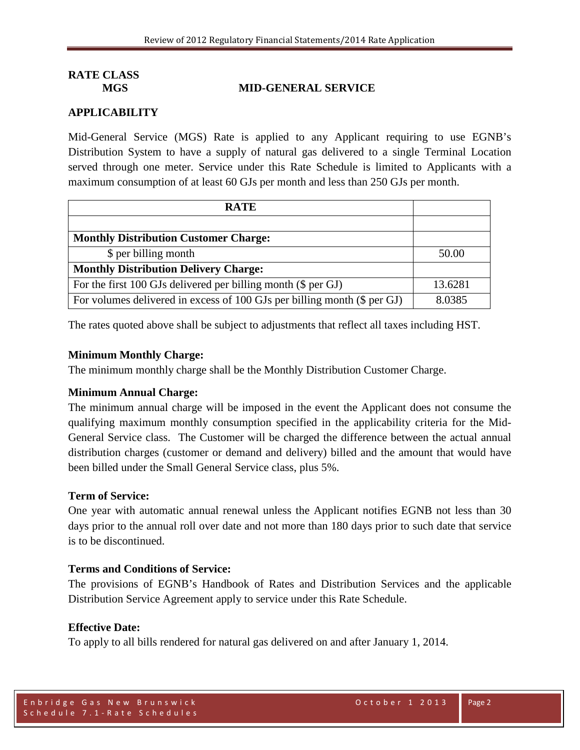**RATE CLASS**

**MGS MID-GENERAL SERVICE**

## APPLICABILITY

Mid-General Service (MGS) Rate is applied to any Applicant requiring to use EGNB's Distribution System to have a supply of natural gas delivered to a single Terminal Location served through one meter. Service under this Rate Schedule is limited to Applicants with a maximum consumption of at least 60 GJs per month and less than 250 GJs per month.

| RATE | |
|---|---|
| | |
| **Monthly Distribution Customer Charge:** | |
| $ per billing month | 50.00 |
| **Monthly Distribution Delivery Charge:** | |
| For the first 100 GJs delivered per billing month ($ per GJ) | 13.6281 |
| For volumes delivered in excess of 100 GJs per billing month ($ per GJ) | 8.0385 |

The rates quoted above shall be subject to adjustments that reflect all taxes including HST.

### Minimum Monthly Charge:

The minimum monthly charge shall be the Monthly Distribution Customer Charge.

### Minimum Annual Charge:

The minimum annual charge will be imposed in the event the Applicant does not consume the qualifying maximum monthly consumption specified in the applicability criteria for the Mid-General Service class. The Customer will be charged the difference between the actual annual distribution charges (customer or demand and delivery) billed and the amount that would have been billed under the Small General Service class, plus 5%.

### Term of Service:

One year with automatic annual renewal unless the Applicant notifies EGNB not less than 30 days prior to the annual roll over date and not more than 180 days prior to such date that service is to be discontinued.

### Terms and Conditions of Service:

The provisions of EGNB's Handbook of Rates and Distribution Services and the applicable Distribution Service Agreement apply to service under this Rate Schedule.

### Effective Date:

To apply to all bills rendered for natural gas delivered on and after January 1, 2014.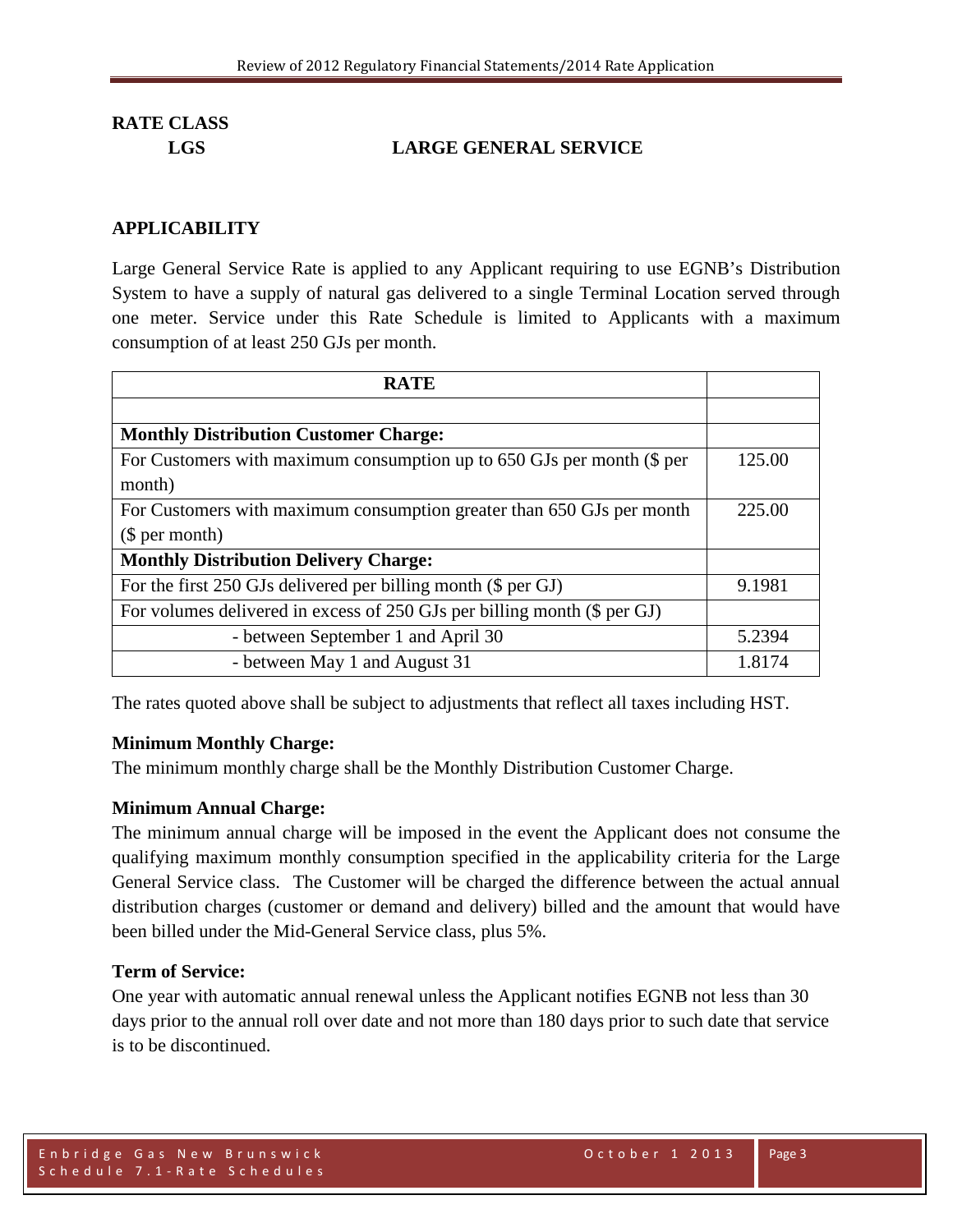**RATE CLASS**

**LGS LARGE GENERAL SERVICE**

## APPLICABILITY

Large General Service Rate is applied to any Applicant requiring to use EGNB's Distribution System to have a supply of natural gas delivered to a single Terminal Location served through one meter. Service under this Rate Schedule is limited to Applicants with a maximum consumption of at least 250 GJs per month.

| RATE | |
|---|---|
| | |
| **Monthly Distribution Customer Charge:** | |
| For Customers with maximum consumption up to 650 GJs per month ($ per month) | 125.00 |
| For Customers with maximum consumption greater than 650 GJs per month ($ per month) | 225.00 |
| **Monthly Distribution Delivery Charge:** | |
| For the first 250 GJs delivered per billing month ($ per GJ) | 9.1981 |
| For volumes delivered in excess of 250 GJs per billing month ($ per GJ) | |
| - between September 1 and April 30 | 5.2394 |
| - between May 1 and August 31 | 1.8174 |

The rates quoted above shall be subject to adjustments that reflect all taxes including HST.

**Minimum Monthly Charge:**

The minimum monthly charge shall be the Monthly Distribution Customer Charge.

**Minimum Annual Charge:**

The minimum annual charge will be imposed in the event the Applicant does not consume the qualifying maximum monthly consumption specified in the applicability criteria for the Large General Service class. The Customer will be charged the difference between the actual annual distribution charges (customer or demand and delivery) billed and the amount that would have been billed under the Mid-General Service class, plus 5%.

**Term of Service:**

One year with automatic annual renewal unless the Applicant notifies EGNB not less than 30 days prior to the annual roll over date and not more than 180 days prior to such date that service is to be discontinued.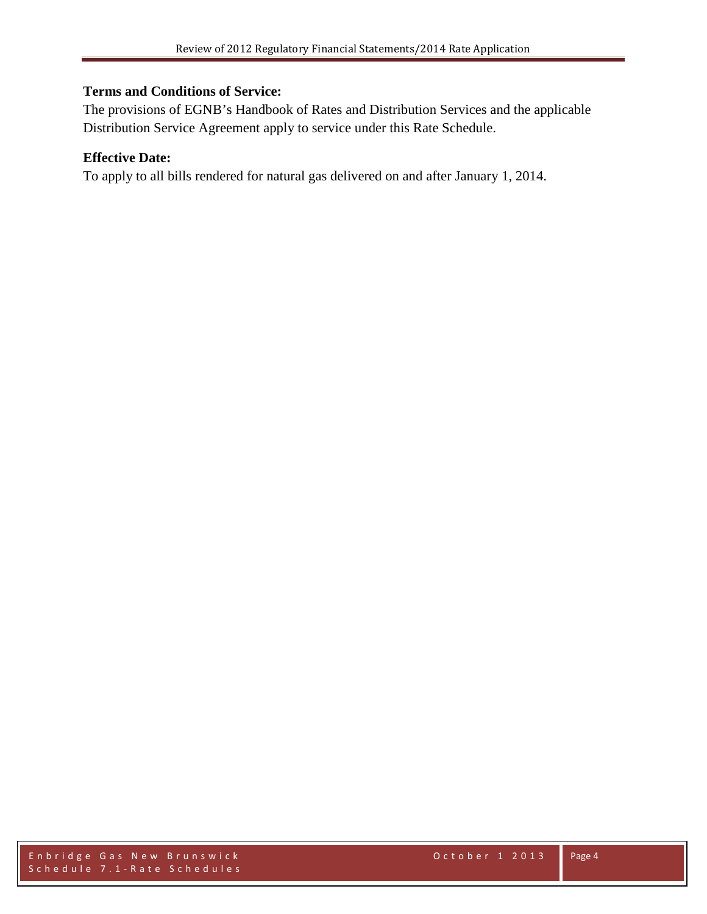**Terms and Conditions of Service:**

The provisions of EGNB's Handbook of Rates and Distribution Services and the applicable Distribution Service Agreement apply to service under this Rate Schedule.

**Effective Date:**

To apply to all bills rendered for natural gas delivered on and after January 1, 2014.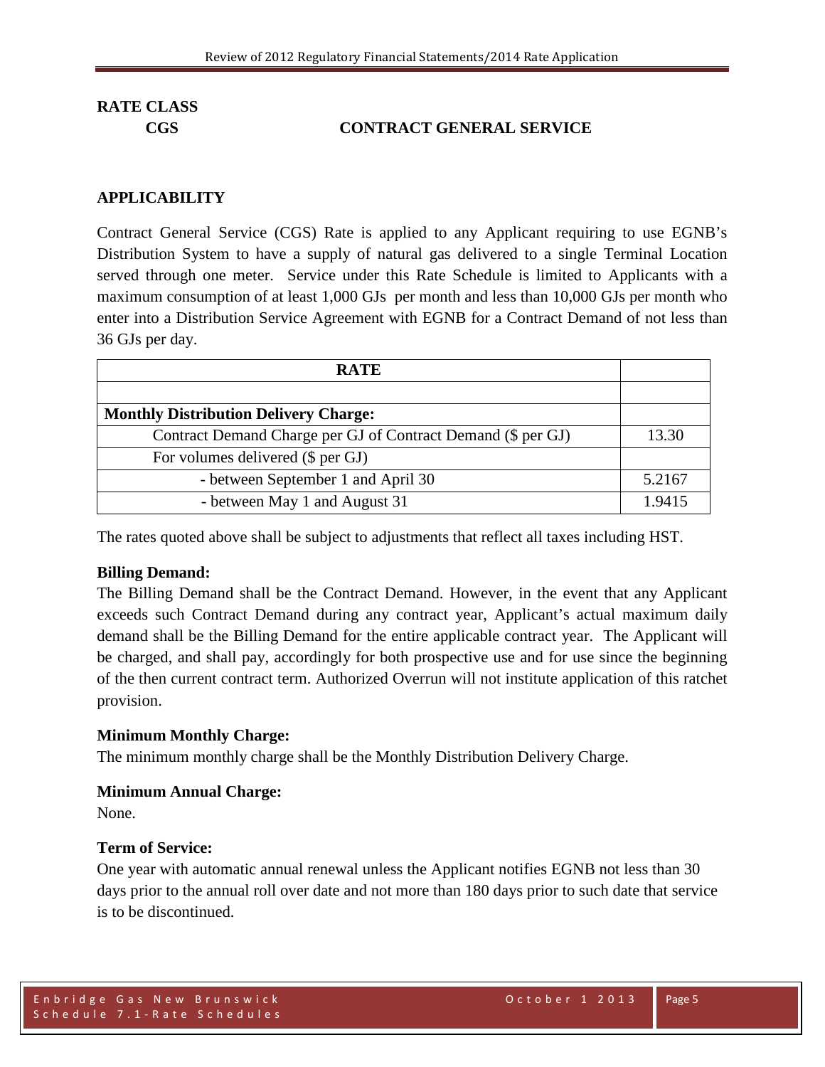# RATE CLASS

## CGS CONTRACT GENERAL SERVICE

### APPLICABILITY

Contract General Service (CGS) Rate is applied to any Applicant requiring to use EGNB's Distribution System to have a supply of natural gas delivered to a single Terminal Location served through one meter. Service under this Rate Schedule is limited to Applicants with a maximum consumption of at least 1,000 GJs per month and less than 10,000 GJs per month who enter into a Distribution Service Agreement with EGNB for a Contract Demand of not less than 36 GJs per day.

| **RATE** | |
|---|---|
| | |
| **Monthly Distribution Delivery Charge:** | |
| Contract Demand Charge per GJ of Contract Demand ($ per GJ) | 13.30 |
| For volumes delivered ($ per GJ) | |
| - between September 1 and April 30 | 5.2167 |
| - between May 1 and August 31 | 1.9415 |

The rates quoted above shall be subject to adjustments that reflect all taxes including HST.

**Billing Demand:**

The Billing Demand shall be the Contract Demand. However, in the event that any Applicant exceeds such Contract Demand during any contract year, Applicant's actual maximum daily demand shall be the Billing Demand for the entire applicable contract year. The Applicant will be charged, and shall pay, accordingly for both prospective use and for use since the beginning of the then current contract term. Authorized Overrun will not institute application of this ratchet provision.

**Minimum Monthly Charge:**

The minimum monthly charge shall be the Monthly Distribution Delivery Charge.

**Minimum Annual Charge:**

None.

**Term of Service:**

One year with automatic annual renewal unless the Applicant notifies EGNB not less than 30 days prior to the annual roll over date and not more than 180 days prior to such date that service is to be discontinued.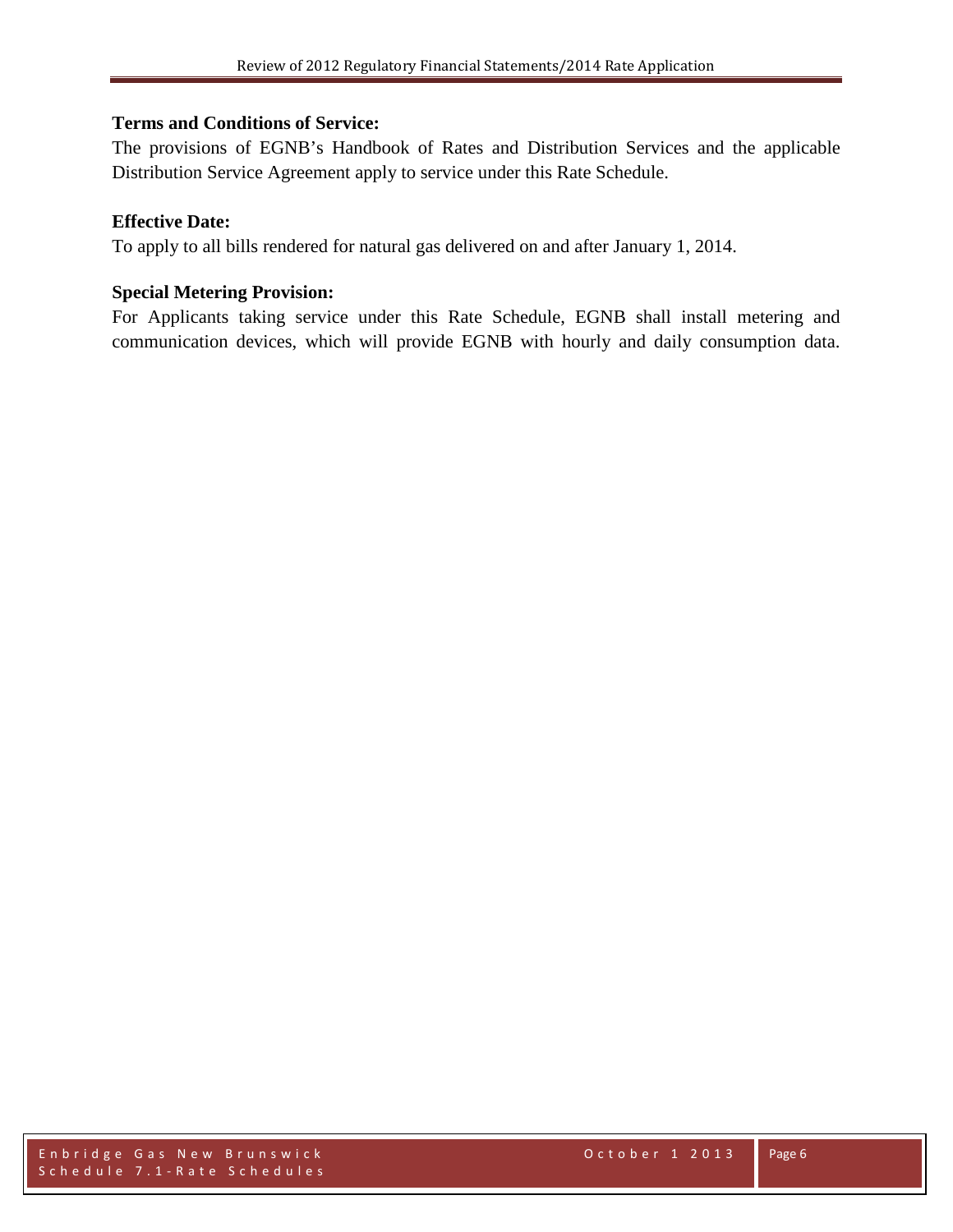**Terms and Conditions of Service:**

The provisions of EGNB's Handbook of Rates and Distribution Services and the applicable Distribution Service Agreement apply to service under this Rate Schedule.

**Effective Date:**

To apply to all bills rendered for natural gas delivered on and after January 1, 2014.

**Special Metering Provision:**

For Applicants taking service under this Rate Schedule, EGNB shall install metering and communication devices, which will provide EGNB with hourly and daily consumption data.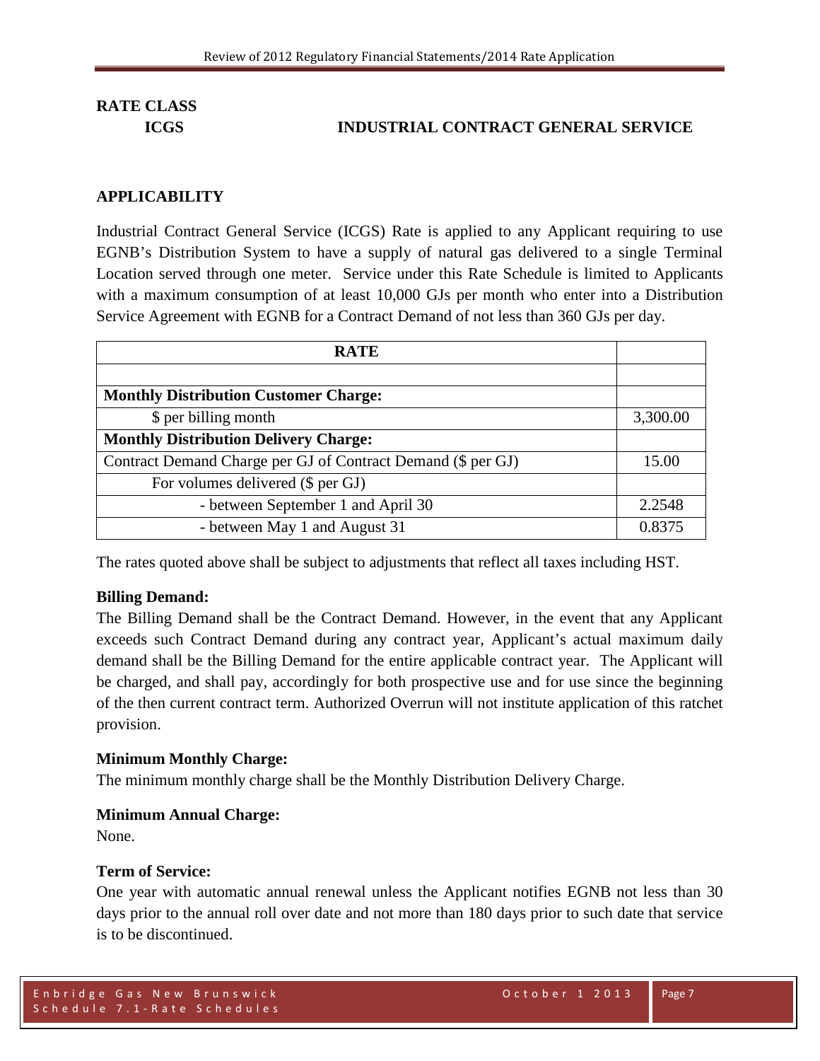## RATE CLASS

**ICGS** **INDUSTRIAL CONTRACT GENERAL SERVICE**

### APPLICABILITY

Industrial Contract General Service (ICGS) Rate is applied to any Applicant requiring to use EGNB's Distribution System to have a supply of natural gas delivered to a single Terminal Location served through one meter. Service under this Rate Schedule is limited to Applicants with a maximum consumption of at least 10,000 GJs per month who enter into a Distribution Service Agreement with EGNB for a Contract Demand of not less than 360 GJs per day.

| RATE | |
|---|---|
| | |
| **Monthly Distribution Customer Charge:** | |
| $ per billing month | 3,300.00 |
| **Monthly Distribution Delivery Charge:** | |
| Contract Demand Charge per GJ of Contract Demand ($ per GJ) | 15.00 |
| For volumes delivered ($ per GJ) | |
| - between September 1 and April 30 | 2.2548 |
| - between May 1 and August 31 | 0.8375 |

The rates quoted above shall be subject to adjustments that reflect all taxes including HST.

**Billing Demand:**
The Billing Demand shall be the Contract Demand. However, in the event that any Applicant exceeds such Contract Demand during any contract year, Applicant's actual maximum daily demand shall be the Billing Demand for the entire applicable contract year. The Applicant will be charged, and shall pay, accordingly for both prospective use and for use since the beginning of the then current contract term. Authorized Overrun will not institute application of this ratchet provision.

**Minimum Monthly Charge:**
The minimum monthly charge shall be the Monthly Distribution Delivery Charge.

**Minimum Annual Charge:**
None.

**Term of Service:**
One year with automatic annual renewal unless the Applicant notifies EGNB not less than 30 days prior to the annual roll over date and not more than 180 days prior to such date that service is to be discontinued.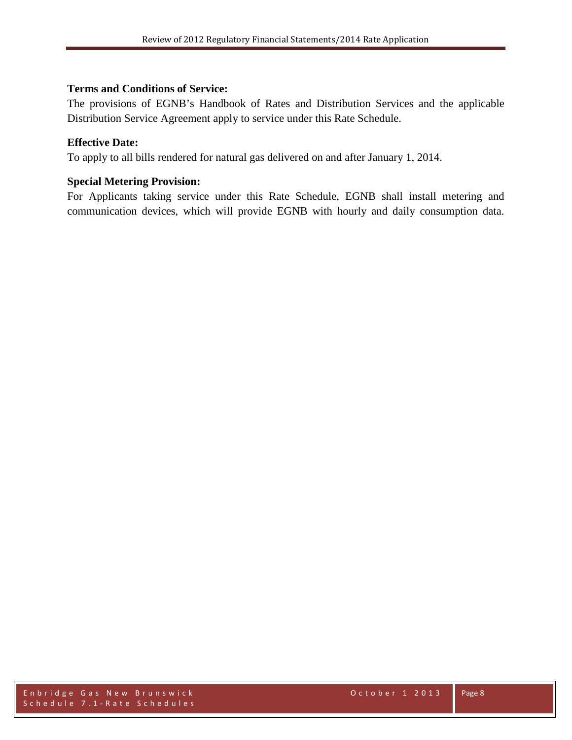**Terms and Conditions of Service:**

The provisions of EGNB's Handbook of Rates and Distribution Services and the applicable Distribution Service Agreement apply to service under this Rate Schedule.

**Effective Date:**

To apply to all bills rendered for natural gas delivered on and after January 1, 2014.

**Special Metering Provision:**

For Applicants taking service under this Rate Schedule, EGNB shall install metering and communication devices, which will provide EGNB with hourly and daily consumption data.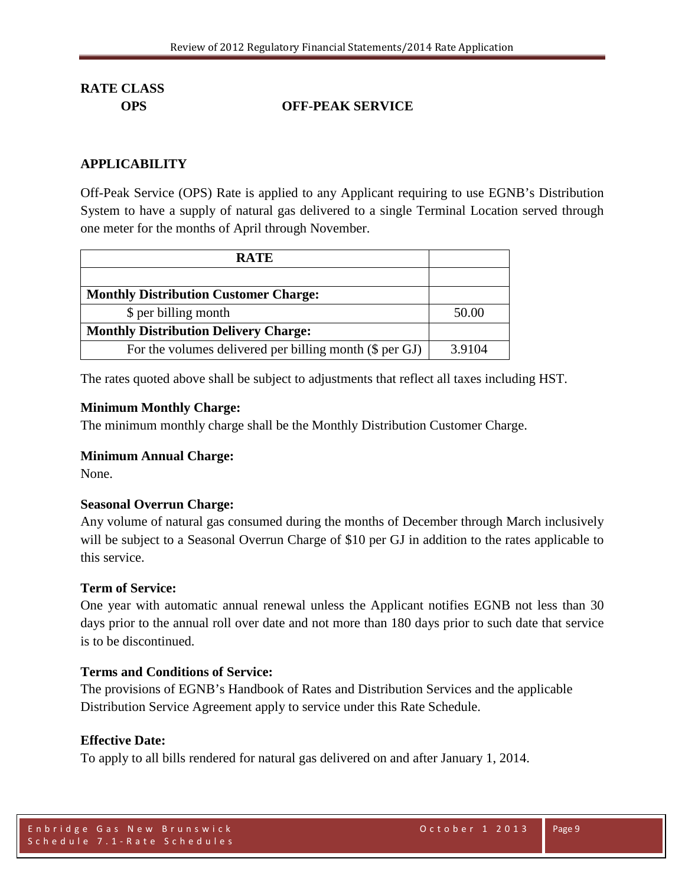**RATE CLASS**

**OPS** **OFF-PEAK SERVICE**

## APPLICABILITY

Off-Peak Service (OPS) Rate is applied to any Applicant requiring to use EGNB's Distribution System to have a supply of natural gas delivered to a single Terminal Location served through one meter for the months of April through November.

| RATE | |
|---|---|
| | |
| **Monthly Distribution Customer Charge:** | |
| $ per billing month | 50.00 |
| **Monthly Distribution Delivery Charge:** | |
| For the volumes delivered per billing month ($ per GJ) | 3.9104 |

The rates quoted above shall be subject to adjustments that reflect all taxes including HST.

**Minimum Monthly Charge:**
The minimum monthly charge shall be the Monthly Distribution Customer Charge.

**Minimum Annual Charge:**
None.

**Seasonal Overrun Charge:**
Any volume of natural gas consumed during the months of December through March inclusively will be subject to a Seasonal Overrun Charge of $10 per GJ in addition to the rates applicable to this service.

**Term of Service:**
One year with automatic annual renewal unless the Applicant notifies EGNB not less than 30 days prior to the annual roll over date and not more than 180 days prior to such date that service is to be discontinued.

**Terms and Conditions of Service:**
The provisions of EGNB's Handbook of Rates and Distribution Services and the applicable Distribution Service Agreement apply to service under this Rate Schedule.

**Effective Date:**
To apply to all bills rendered for natural gas delivered on and after January 1, 2014.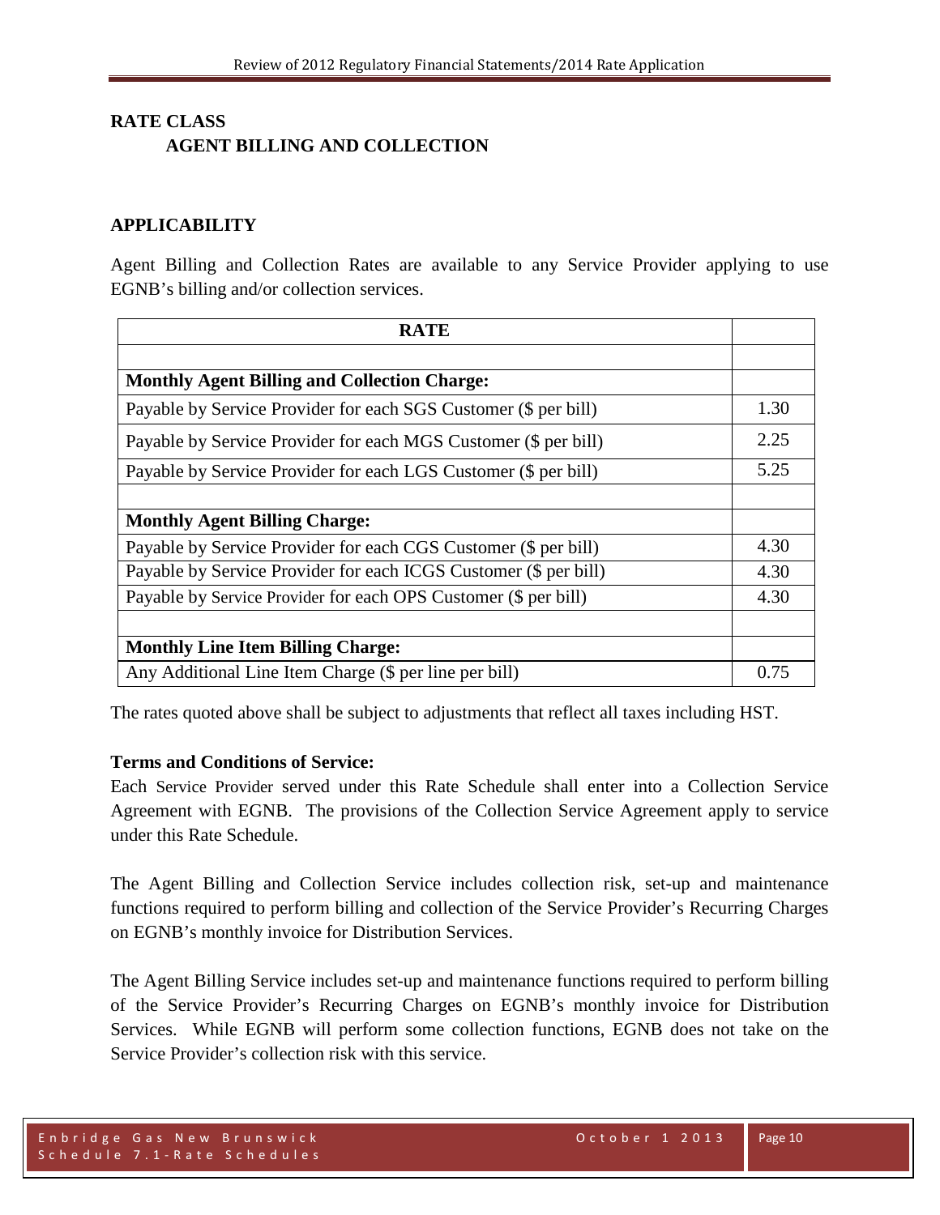## RATE CLASS

### AGENT BILLING AND COLLECTION

## APPLICABILITY

Agent Billing and Collection Rates are available to any Service Provider applying to use EGNB's billing and/or collection services.

| RATE | |
|---|---|
| | |
| **Monthly Agent Billing and Collection Charge:** | |
| Payable by Service Provider for each SGS Customer ($ per bill) | 1.30 |
| Payable by Service Provider for each MGS Customer ($ per bill) | 2.25 |
| Payable by Service Provider for each LGS Customer ($ per bill) | 5.25 |
| | |
| **Monthly Agent Billing Charge:** | |
| Payable by Service Provider for each CGS Customer ($ per bill) | 4.30 |
| Payable by Service Provider for each ICGS Customer ($ per bill) | 4.30 |
| Payable by Service Provider for each OPS Customer ($ per bill) | 4.30 |
| | |
| **Monthly Line Item Billing Charge:** | |
| Any Additional Line Item Charge ($ per line per bill) | 0.75 |

The rates quoted above shall be subject to adjustments that reflect all taxes including HST.

**Terms and Conditions of Service:**

Each Service Provider served under this Rate Schedule shall enter into a Collection Service Agreement with EGNB. The provisions of the Collection Service Agreement apply to service under this Rate Schedule.

The Agent Billing and Collection Service includes collection risk, set-up and maintenance functions required to perform billing and collection of the Service Provider's Recurring Charges on EGNB's monthly invoice for Distribution Services.

The Agent Billing Service includes set-up and maintenance functions required to perform billing of the Service Provider's Recurring Charges on EGNB's monthly invoice for Distribution Services. While EGNB will perform some collection functions, EGNB does not take on the Service Provider's collection risk with this service.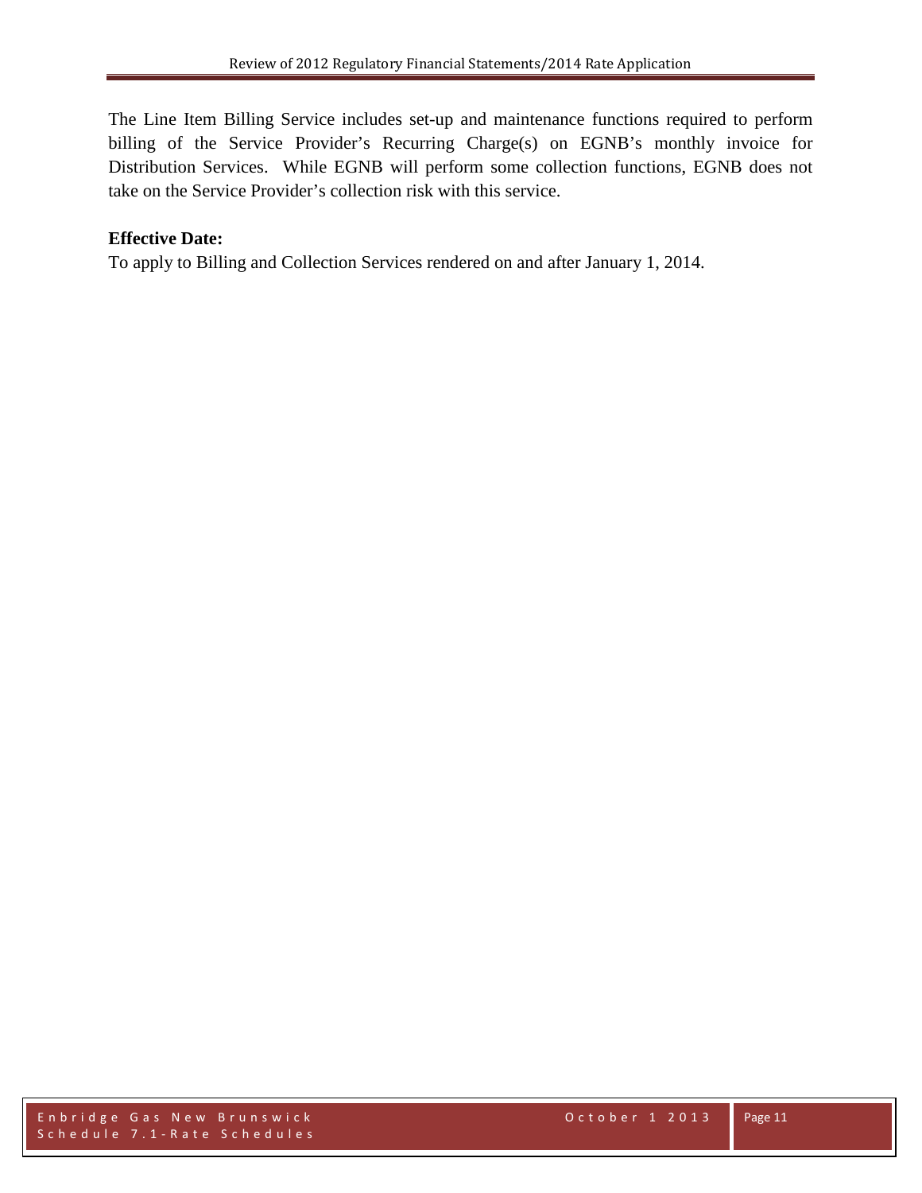The Line Item Billing Service includes set-up and maintenance functions required to perform billing of the Service Provider's Recurring Charge(s) on EGNB's monthly invoice for Distribution Services. While EGNB will perform some collection functions, EGNB does not take on the Service Provider's collection risk with this service.

**Effective Date:**

To apply to Billing and Collection Services rendered on and after January 1, 2014.